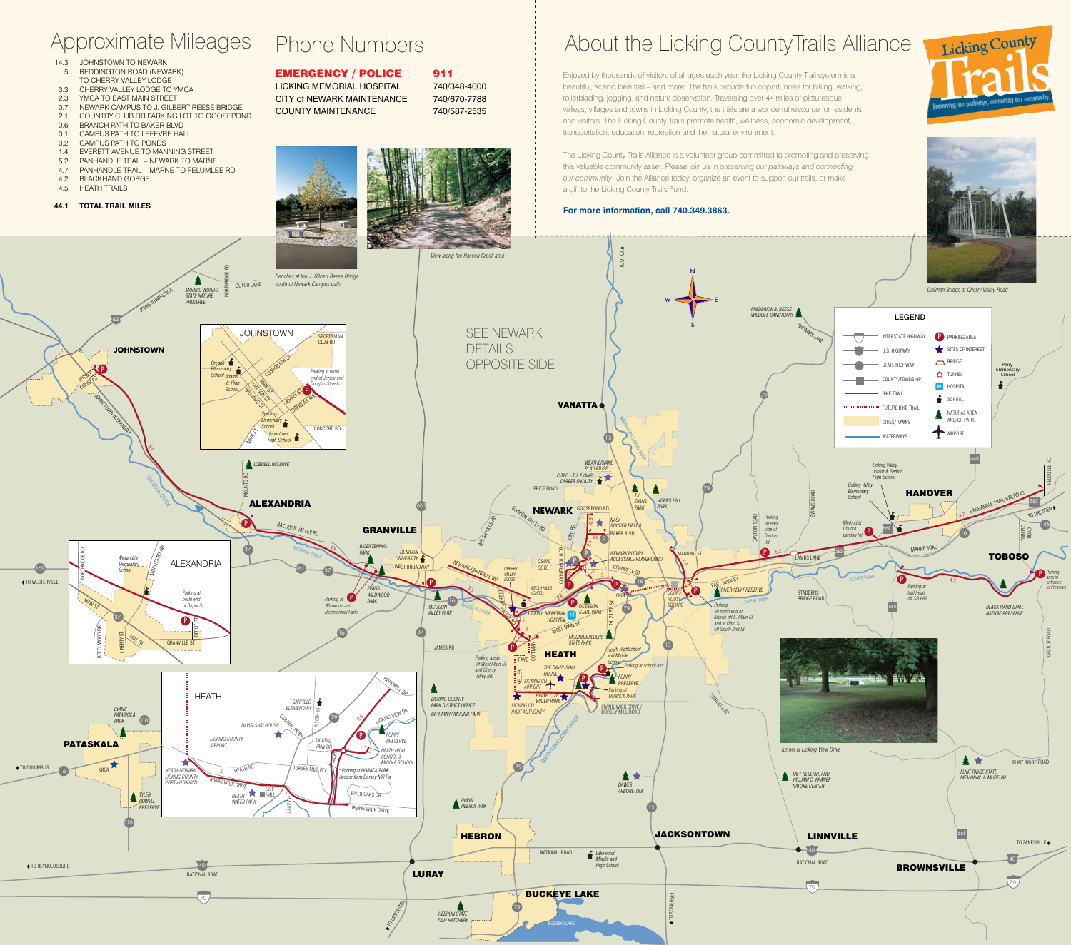# Approximate Mileages

| Miles | Segment |
|---|---|
| 14.3 | JOHNSTOWN TO NEWARK |
| .5 | REDDINGTON ROAD (NEWARK) TO CHERRY VALLEY LODGE |
| 3.3 | CHERRY VALLEY LODGE TO YMCA |
| 2.3 | YMCA TO EAST MAIN STREET |
| 0.7 | NEWARK CAMPUS TO J. GILBERT REESE BRIDGE |
| 2.1 | COUNTRY CLUB DR PARKING LOT TO GOOSEPOND |
| 0.6 | BRANCH PATH TO BAKER BLVD |
| 0.1 | CAMPUS PATH TO LEFEVRE HALL |
| 0.2 | CAMPUS PATH TO PONDS |
| 1.4 | EVERETT AVENUE TO MANNING STREET |
| 5.2 | PANHANDLE TRAIL – NEWARK TO MARNE |
| 4.7 | PANHANDLE TRAIL – MARNE TO FELUMLEE RD |
| 4.2 | BLACKHAND GORGE |
| 4.5 | HEATH TRAILS |
| **44.1** | **TOTAL TRAIL MILES** |

# Phone Numbers

| | |
|---|---|
| **EMERGENCY / POLICE** | **911** |
| LICKING MEMORIAL HOSPITAL | 740/348-4000 |
| CITY of NEWARK MAINTENANCE | 740/670-7788 |
| COUNTY MAINTENANCE | 740/587-2535 |

*Benches at the J. Gilbert Reese Bridge south of Newark Campus path*

*View along the Raccoon Creek area*

# About the Licking County Trails Alliance

Licking County Trails — *Preserving our pathways, connecting our community.*

Enjoyed by thousands of visitors of all ages each year, the Licking County Trail system is a beautiful, scenic bike trail – and more! The trails provide fun opportunities for biking, walking, rollerblading, jogging, and nature observation. Traversing over 44 miles of picturesque valleys, villages and towns in Licking County, the trails are a wonderful resource for residents and visitors. The Licking County Trails promote health, wellness, economic development, transportation, education, recreation and the natural environment.

The Licking County Trails Alliance is a volunteer group committed to promoting and preserving this valuable community asset. Please join us in *preserving our pathways and connecting our community!* Join the Alliance today, organize an event to support our trails, or make a gift to the Licking County Trails Fund.

**For more information, call 740.349.3863.**

*Gallman Bridge at Cherry Valley Road*

SEE NEWARK DETAILS OPPOSITE SIDE

## LEGEND

- INTERSTATE HIGHWAY
- U.S. HIGHWAY
- STATE HIGHWAY
- COUNTY/TOWNSHIP
- BIKE TRAIL
- FUTURE BIKE TRAIL
- CITIES/TOWNS
- WATERWAYS
- PARKING AREA
- SITES OF INTEREST
- BRIDGE
- TUNNEL
- HOSPITAL
- SCHOOL
- NATURAL AREA AND/OR PARK
- AIRPORT

*Tunnel at Licking View Drive*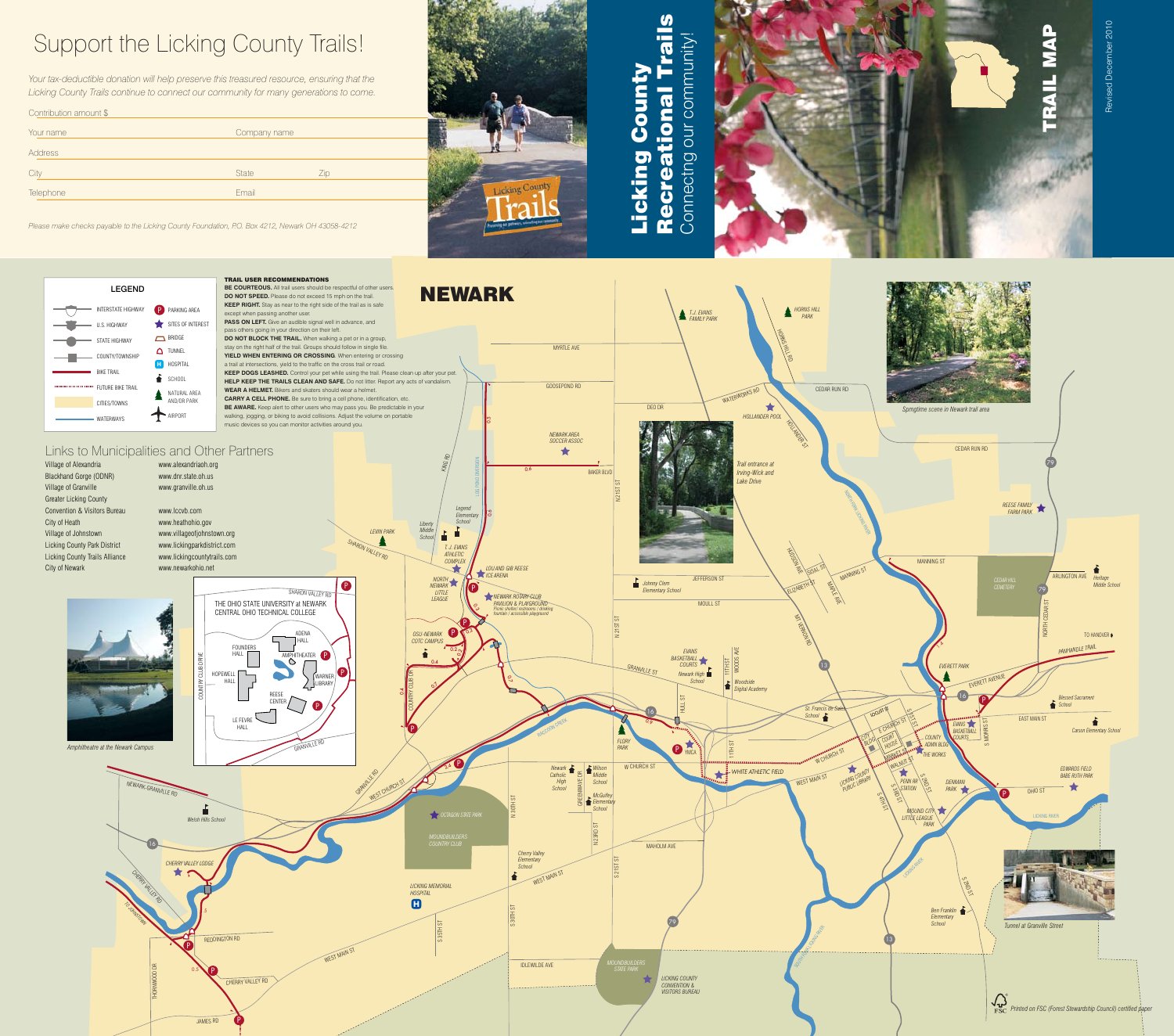# Support the Licking County Trails!

*Your tax-deductible donation will help preserve this treasured resource, ensuring that the Licking County Trails continue to connect our community for many generations to come.*

Contribution amount $

Your name | Company name

Address

City | State | Zip

Telephone | Email

*Please make checks payable to the Licking County Foundation, P.O. Box 4212, Newark OH 43058-4212*

# Licking County Recreational Trails

Connecting our community!

# TRAIL MAP

Revised December 2010

## LEGEND

- INTERSTATE HIGHWAY
- U.S. HIGHWAY
- STATE HIGHWAY
- COUNTY/TOWNSHIP
- BIKE TRAIL
- FUTURE BIKE TRAIL
- CITIES/TOWNS
- WATERWAYS
- PARKING AREA
- SITES OF INTEREST
- BRIDGE
- TUNNEL
- HOSPITAL
- SCHOOL
- NATURAL AREA AND/OR PARK
- AIRPORT

## TRAIL USER RECOMMENDATIONS

**BE COURTEOUS.** All trail users should be respectful of other users.
**DO NOT SPEED.** Please do not exceed 15 mph on the trail.
**KEEP RIGHT.** Stay as near to the right side of the trail as is safe except when passing another user.
**PASS ON LEFT.** Give an audible signal well in advance, and pass others going in your direction on their left.
**DO NOT BLOCK THE TRAIL.** When walking a pet or in a group, stay on the right half of the trail. Groups should follow in single file.
**YIELD WHEN ENTERING OR CROSSING.** When entering or crossing a trail at intersections, yield to the traffic on the cross trail or road.
**KEEP DOGS LEASHED.** Control your pet while using the trail. Please clean up after your pet.
**HELP KEEP THE TRAILS CLEAN AND SAFE.** Do not litter. Report any acts of vandalism.
**WEAR A HELMET.** Bikers and skaters should wear a helmet.
**CARRY A CELL PHONE.** Be sure to bring a cell phone, identification, etc.
**BE AWARE.** Keep alert to other users who may pass you. Be predictable in your walking, jogging, or biking to avoid collisions. Adjust the volume on portable music devices so you can monitor activities around you.

## Links to Municipalities and Other Partners

| | |
|---|---|
| Village of Alexandria | www.alexandriaoh.org |
| Blackhand Gorge (ODNR) | www.dnr.state.oh.us |
| Village of Granville | www.granville.oh.us |
| Greater Licking County Convention & Visitors Bureau | www.lccvb.com |
| City of Heath | www.heathohio.gov |
| Village of Johnstown | www.villageofjohnstown.org |
| Licking County Park District | www.lickingparkdistrict.com |
| Licking County Trails Alliance | www.lickingcountytrails.com |
| City of Newark | www.newarkohio.net |

Amphitheatre at the Newark Campus

THE OHIO STATE UNIVERSITY at NEWARK
CENTRAL OHIO TECHNICAL COLLEGE

SHARON VALLEY RD, ADENA HALL, FOUNDERS HALL, AMPHITHEATER, HOPEWELL HALL, WARNER LIBRARY, REESE CENTER, LE FEVRE HALL, COUNTRY CLUB DRIVE, GRANVILLE RD

# NEWARK

Springtime scene in Newark trail area

Trail entrance at Irving-Wick and Lake Drive

Tunnel at Granville Street

MYRTLE AVE, GOOSEPOND RD, DEO DR, WATERWORKS RD, CEDAR RUN RD, T.J. EVANS FAMILY PARK, HORNS HILL PARK, HORNS HILL RD, HOLLANDER POOL, HOLLANDER ST, NEWARK AREA SOCCER ASSOC, BAKER BLVD, KING RD, N 21ST ST, LEGEND ELEMENTARY SCHOOL, LIBERTY MIDDLE SCHOOL, LEVIN PARK, SHARON VALLEY RD, T.J. EVANS ATHLETIC COMPLEX, LOU AND GIB REESE ICE ARENA, NORTH NEWARK LITTLE LEAGUE, NEWARK ROTARY CLUB PAVILION & PLAYGROUND (Picnic shelter/ restrooms/ drinking fountain/ accessible playground), OSU-NEWARK COTC CAMPUS, COUNTRY CLUB DR, JOHNNY CLEM ELEMENTARY SCHOOL, JEFFERSON ST, MOULL ST, HUDSON AVE, ELIZABETH ST, SIGAL ST, MANNING ST, MAPLE AVE, MT VERNON RD, CEDAR HILL CEMETERY, ARLINGTON AVE, HERITAGE MIDDLE SCHOOL, NORTH CEDAR ST, REESE FAMILY FARM PARK, TO HANOVER, PANHANDLE TRAIL, EVERETT PARK, EVERETT AVENUE, BLESSED SACRAMENT SCHOOL, EAST MAIN ST, CARSON ELEMENTARY SCHOOL, EVANS BASKETBALL COURTS, NEWARK HIGH SCHOOL, WOODS AVE, 11TH ST, WOODSIDE DIGITAL ACADEMY, GRANVILLE ST, ST. FRANCIS de SALES SCHOOL, LOCUST ST, E CHURCH ST, CITY BLDG, COURT HOUSE, COUNTY ADMIN BLDG, THE WORKS, S 1ST ST, S MORRIS ST, WALNUT ST, PENN RR STATION, DENMAN PARK, S 2ND ST, S 3RD ST, S 4TH ST, MOUND CITY LITTLE LEAGUE PARK, LICKING COUNTY PUBLIC LIBRARY, W CHURCH ST, WEST MAIN ST, WHITE ATHLETIC FIELD, YMCA, HULL ST, FLORY PARK, RACCOON CREEK, W CHURCH ST, WILSON MIDDLE SCHOOL, NEWARK CATHOLIC HIGH SCHOOL, MCGUFFEY ELEMENTARY SCHOOL, GREENWAVE DR, N 30TH ST, N 23RD ST, EDWARDS FIELD BABE RUTH PARK, OHIO ST, LICKING RIVER, CHERRY VALLEY ELEMENTARY SCHOOL, MAHOLM AVE, S 21ST ST, WEST MAIN ST, GRANVILLE RD, WEST CHURCH ST, NEWARK-GRANVILLE RD, WELSH HILLS SCHOOL, OCTAGON STATE PARK, MOUNDBUILDERS COUNTRY CLUB, LICKING MEMORIAL HOSPITAL, CHERRY VALLEY LODGE, CHERRY VALLEY RD, TO JOHNSTOWN, REDDINGTON RD, CHERRY VALLEY RD, THORNWOOD DR, JAMES RD, S 35TH ST, S 30TH ST, IDLEWILDE AVE, MOUNDBUILDERS STATE PARK, LICKING COUNTY CONVENTION & VISITORS BUREAU, BEN FRANKLIN ELEMENTARY SCHOOL, S 2ND ST

Printed on FSC (Forest Stewardship Council) certified paper